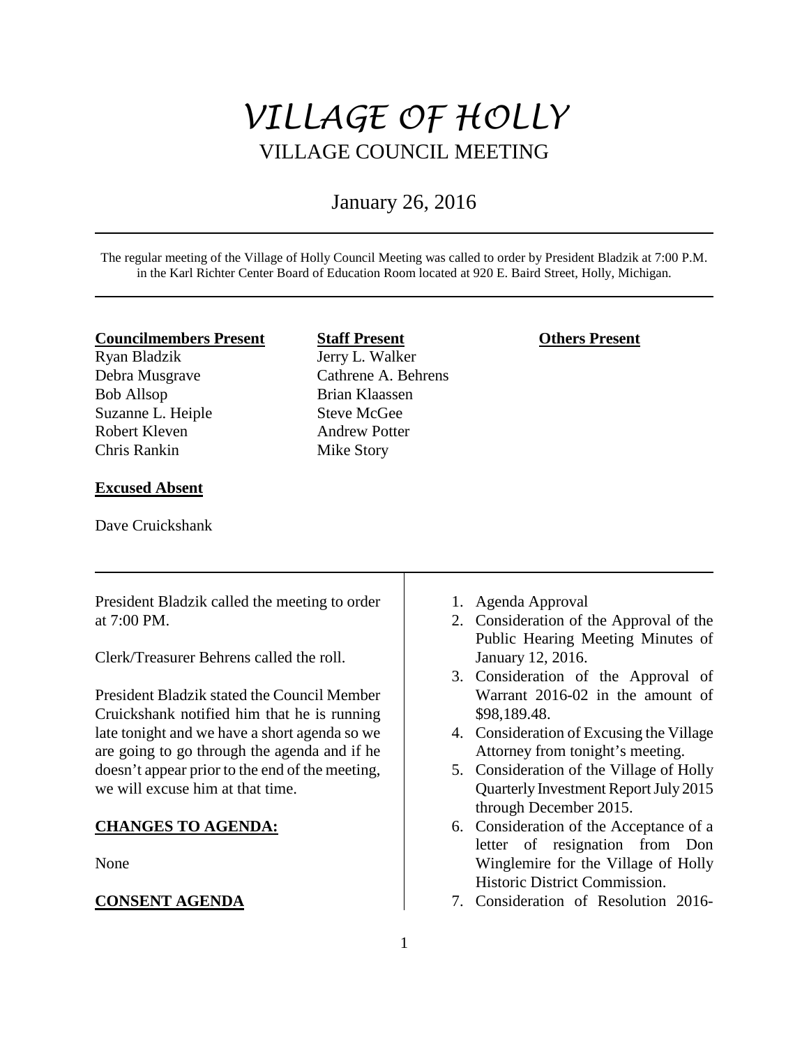# VILLAGE OF HOLLY

## VILLAGE COUNCIL MEETING

January 26, 2016

The regular meeting of the Village of Holly Council Meeting was called to order by President Bladzik at 7:00 P.M. in the Karl Richter Center Board of Education Room located at 920 E. Baird Street, Holly, Michigan.

| **Councilmembers Present** | **Staff Present** | **Others Present** |
|---|---|---|
| Ryan Bladzik | Jerry L. Walker | |
| Debra Musgrave | Cathrene A. Behrens | |
| Bob Allsop | Brian Klaassen | |
| Suzanne L. Heiple | Steve McGee | |
| Robert Kleven | Andrew Potter | |
| Chris Rankin | Mike Story | |

**Excused Absent**

Dave Cruickshank

President Bladzik called the meeting to order at 7:00 PM.

Clerk/Treasurer Behrens called the roll.

President Bladzik stated the Council Member Cruickshank notified him that he is running late tonight and we have a short agenda so we are going to go through the agenda and if he doesn't appear prior to the end of the meeting, we will excuse him at that time.

**CHANGES TO AGENDA:**

None

**CONSENT AGENDA**

1. Agenda Approval
2. Consideration of the Approval of the Public Hearing Meeting Minutes of January 12, 2016.
3. Consideration of the Approval of Warrant 2016-02 in the amount of $98,189.48.
4. Consideration of Excusing the Village Attorney from tonight's meeting.
5. Consideration of the Village of Holly Quarterly Investment Report July 2015 through December 2015.
6. Consideration of the Acceptance of a letter of resignation from Don Winglemire for the Village of Holly Historic District Commission.
7. Consideration of Resolution 2016-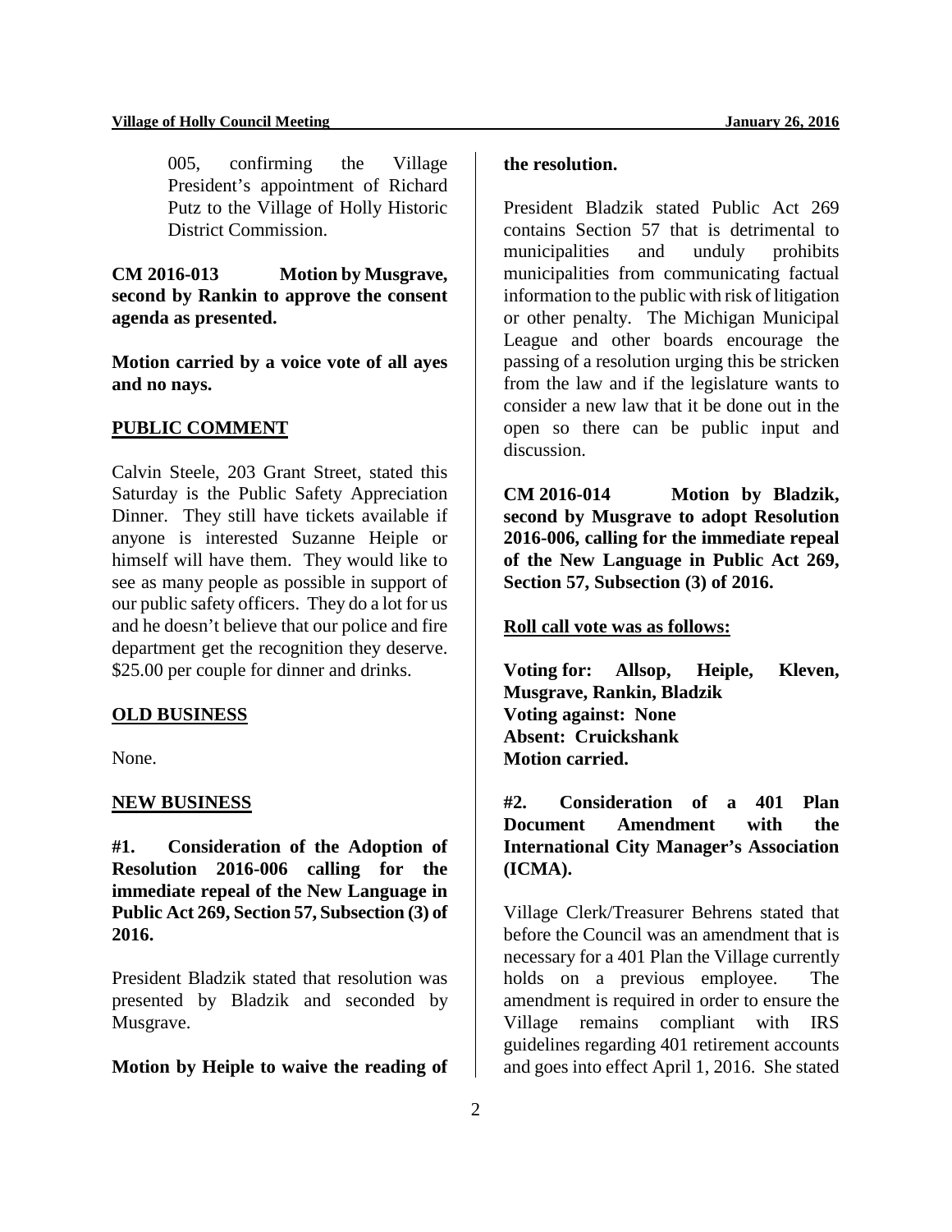005, confirming the Village President's appointment of Richard Putz to the Village of Holly Historic District Commission.

**CM 2016-013 Motion by Musgrave, second by Rankin to approve the consent agenda as presented.**

**Motion carried by a voice vote of all ayes and no nays.**

## PUBLIC COMMENT

Calvin Steele, 203 Grant Street, stated this Saturday is the Public Safety Appreciation Dinner. They still have tickets available if anyone is interested Suzanne Heiple or himself will have them. They would like to see as many people as possible in support of our public safety officers. They do a lot for us and he doesn't believe that our police and fire department get the recognition they deserve. $25.00 per couple for dinner and drinks.

## OLD BUSINESS

None.

## NEW BUSINESS

**#1. Consideration of the Adoption of Resolution 2016-006 calling for the immediate repeal of the New Language in Public Act 269, Section 57, Subsection (3) of 2016.**

President Bladzik stated that resolution was presented by Bladzik and seconded by Musgrave.

**Motion by Heiple to waive the reading of the resolution.**

President Bladzik stated Public Act 269 contains Section 57 that is detrimental to municipalities and unduly prohibits municipalities from communicating factual information to the public with risk of litigation or other penalty. The Michigan Municipal League and other boards encourage the passing of a resolution urging this be stricken from the law and if the legislature wants to consider a new law that it be done out in the open so there can be public input and discussion.

**CM 2016-014 Motion by Bladzik, second by Musgrave to adopt Resolution 2016-006, calling for the immediate repeal of the New Language in Public Act 269, Section 57, Subsection (3) of 2016.**

**Roll call vote was as follows:**

**Voting for: Allsop, Heiple, Kleven, Musgrave, Rankin, Bladzik**
**Voting against: None**
**Absent: Cruickshank**
**Motion carried.**

**#2. Consideration of a 401 Plan Document Amendment with the International City Manager's Association (ICMA).**

Village Clerk/Treasurer Behrens stated that before the Council was an amendment that is necessary for a 401 Plan the Village currently holds on a previous employee. The amendment is required in order to ensure the Village remains compliant with IRS guidelines regarding 401 retirement accounts and goes into effect April 1, 2016. She stated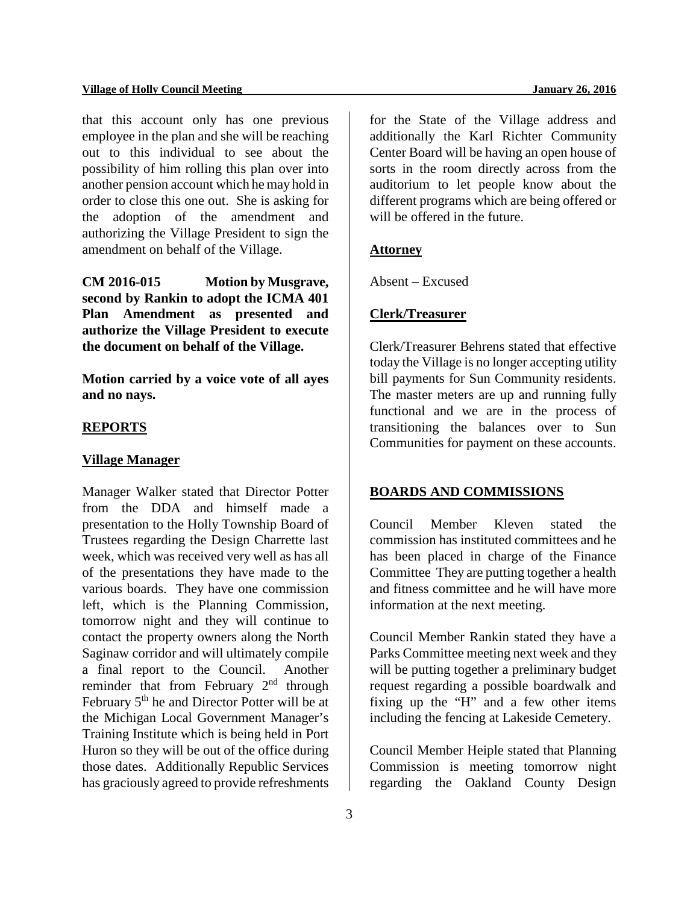that this account only has one previous employee in the plan and she will be reaching out to this individual to see about the possibility of him rolling this plan over into another pension account which he may hold in order to close this one out. She is asking for the adoption of the amendment and authorizing the Village President to sign the amendment on behalf of the Village.

**CM 2016-015 Motion by Musgrave, second by Rankin to adopt the ICMA 401 Plan Amendment as presented and authorize the Village President to execute the document on behalf of the Village.**

**Motion carried by a voice vote of all ayes and no nays.**

## REPORTS

### Village Manager

Manager Walker stated that Director Potter from the DDA and himself made a presentation to the Holly Township Board of Trustees regarding the Design Charrette last week, which was received very well as has all of the presentations they have made to the various boards. They have one commission left, which is the Planning Commission, tomorrow night and they will continue to contact the property owners along the North Saginaw corridor and will ultimately compile a final report to the Council. Another reminder that from February 2nd through February 5th he and Director Potter will be at the Michigan Local Government Manager's Training Institute which is being held in Port Huron so they will be out of the office during those dates. Additionally Republic Services has graciously agreed to provide refreshments for the State of the Village address and additionally the Karl Richter Community Center Board will be having an open house of sorts in the room directly across from the auditorium to let people know about the different programs which are being offered or will be offered in the future.

### Attorney

Absent – Excused

### Clerk/Treasurer

Clerk/Treasurer Behrens stated that effective today the Village is no longer accepting utility bill payments for Sun Community residents. The master meters are up and running fully functional and we are in the process of transitioning the balances over to Sun Communities for payment on these accounts.

## BOARDS AND COMMISSIONS

Council Member Kleven stated the commission has instituted committees and he has been placed in charge of the Finance Committee They are putting together a health and fitness committee and he will have more information at the next meeting.

Council Member Rankin stated they have a Parks Committee meeting next week and they will be putting together a preliminary budget request regarding a possible boardwalk and fixing up the "H" and a few other items including the fencing at Lakeside Cemetery.

Council Member Heiple stated that Planning Commission is meeting tomorrow night regarding the Oakland County Design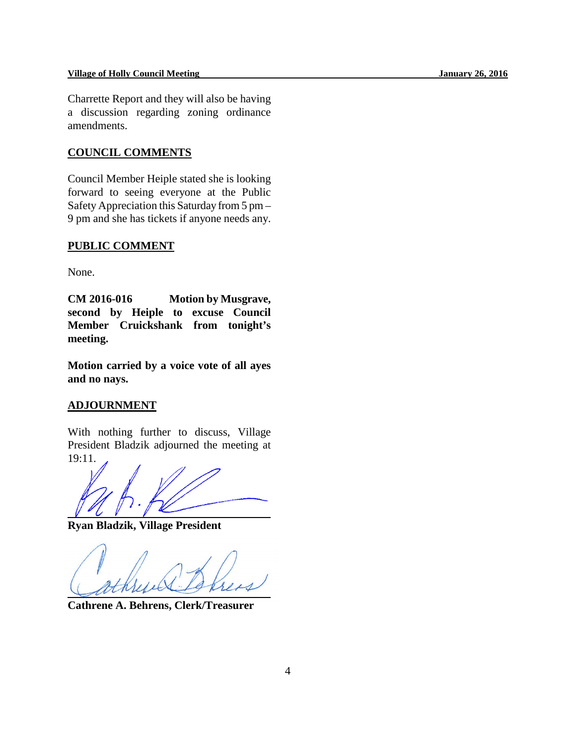Charrette Report and they will also be having a discussion regarding zoning ordinance amendments.

## COUNCIL COMMENTS

Council Member Heiple stated she is looking forward to seeing everyone at the Public Safety Appreciation this Saturday from 5 pm – 9 pm and she has tickets if anyone needs any.

## PUBLIC COMMENT

None.

**CM 2016-016 Motion by Musgrave, second by Heiple to excuse Council Member Cruickshank from tonight's meeting.**

**Motion carried by a voice vote of all ayes and no nays.**

## ADJOURNMENT

With nothing further to discuss, Village President Bladzik adjourned the meeting at 19:11.

**Ryan Bladzik, Village President**

**Cathrene A. Behrens, Clerk/Treasurer**